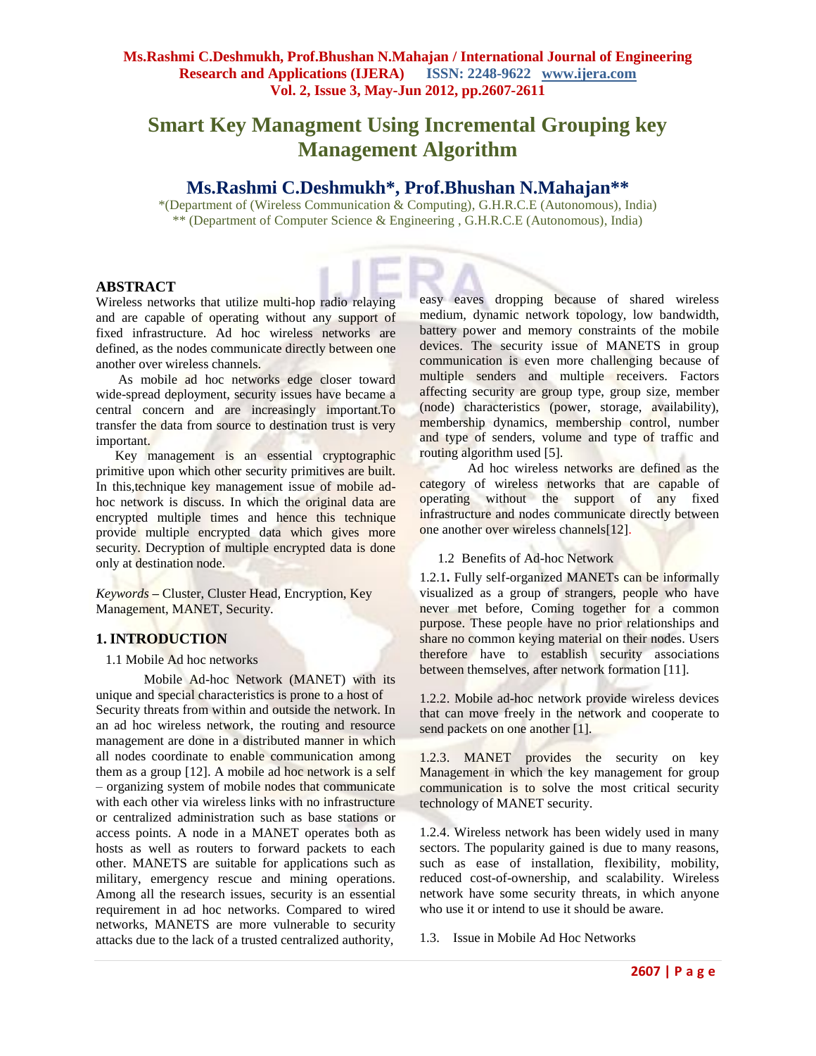# Smart Key Managment Using Incremental Grouping key Management Algorithm

## Ms.Rashmi C.Deshmukh*, Prof.Bhushan N.Mahajan**

*(Department of (Wireless Communication & Computing), G.H.R.C.E (Autonomous), India)
** (Department of Computer Science & Engineering , G.H.R.C.E (Autonomous), India)

## ABSTRACT

Wireless networks that utilize multi-hop radio relaying and are capable of operating without any support of fixed infrastructure. Ad hoc wireless networks are defined, as the nodes communicate directly between one another over wireless channels.

As mobile ad hoc networks edge closer toward wide-spread deployment, security issues have became a central concern and are increasingly important.To transfer the data from source to destination trust is very important.

Key management is an essential cryptographic primitive upon which other security primitives are built. In this,technique key management issue of mobile ad-hoc network is discuss. In which the original data are encrypted multiple times and hence this technique provide multiple encrypted data which gives more security. Decryption of multiple encrypted data is done only at destination node.

*Keywords* – Cluster, Cluster Head, Encryption, Key Management, MANET, Security.

## 1. INTRODUCTION

### 1.1 Mobile Ad hoc networks

Mobile Ad-hoc Network (MANET) with its unique and special characteristics is prone to a host of Security threats from within and outside the network. In an ad hoc wireless network, the routing and resource management are done in a distributed manner in which all nodes coordinate to enable communication among them as a group [12]. A mobile ad hoc network is a self – organizing system of mobile nodes that communicate with each other via wireless links with no infrastructure or centralized administration such as base stations or access points. A node in a MANET operates both as hosts as well as routers to forward packets to each other. MANETS are suitable for applications such as military, emergency rescue and mining operations. Among all the research issues, security is an essential requirement in ad hoc networks. Compared to wired networks, MANETS are more vulnerable to security attacks due to the lack of a trusted centralized authority, easy eaves dropping because of shared wireless medium, dynamic network topology, low bandwidth, battery power and memory constraints of the mobile devices. The security issue of MANETS in group communication is even more challenging because of multiple senders and multiple receivers. Factors affecting security are group type, group size, member (node) characteristics (power, storage, availability), membership dynamics, membership control, number and type of senders, volume and type of traffic and routing algorithm used [5].

Ad hoc wireless networks are defined as the category of wireless networks that are capable of operating without the support of any fixed infrastructure and nodes communicate directly between one another over wireless channels[12].

### 1.2 Benefits of Ad-hoc Network

1.2.1. Fully self-organized MANETs can be informally visualized as a group of strangers, people who have never met before, Coming together for a common purpose. These people have no prior relationships and share no common keying material on their nodes. Users therefore have to establish security associations between themselves, after network formation [11].

1.2.2. Mobile ad-hoc network provide wireless devices that can move freely in the network and cooperate to send packets on one another [1].

1.2.3. MANET provides the security on key Management in which the key management for group communication is to solve the most critical security technology of MANET security.

1.2.4. Wireless network has been widely used in many sectors. The popularity gained is due to many reasons, such as ease of installation, flexibility, mobility, reduced cost-of-ownership, and scalability. Wireless network have some security threats, in which anyone who use it or intend to use it should be aware.

### 1.3. Issue in Mobile Ad Hoc Networks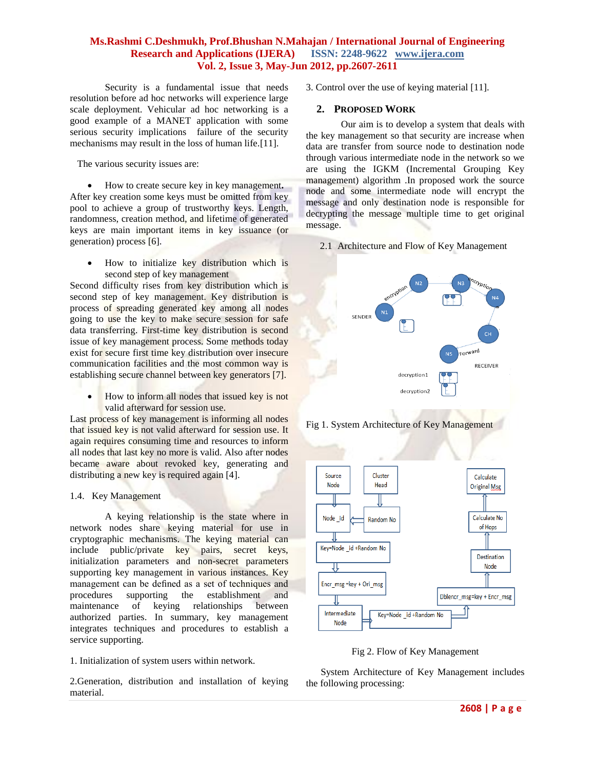Security is a fundamental issue that needs resolution before ad hoc networks will experience large scale deployment. Vehicular ad hoc networking is a good example of a MANET application with some serious security implications failure of the security mechanisms may result in the loss of human life.[11].

The various security issues are:

- How to create secure key in key management.

After key creation some keys must be omitted from key pool to achieve a group of trustworthy keys. Length, randomness, creation method, and lifetime of generated keys are main important items in key issuance (or generation) process [6].

- How to initialize key distribution which is second step of key management

Second difficulty rises from key distribution which is second step of key management. Key distribution is process of spreading generated key among all nodes going to use the key to make secure session for safe data transferring. First-time key distribution is second issue of key management process. Some methods today exist for secure first time key distribution over insecure communication facilities and the most common way is establishing secure channel between key generators [7].

- How to inform all nodes that issued key is not valid afterward for session use.

Last process of key management is informing all nodes that issued key is not valid afterward for session use. It again requires consuming time and resources to inform all nodes that last key no more is valid. Also after nodes became aware about revoked key, generating and distributing a new key is required again [4].

### 1.4. Key Management

A keying relationship is the state where in network nodes share keying material for use in cryptographic mechanisms. The keying material can include public/private key pairs, secret keys, initialization parameters and non-secret parameters supporting key management in various instances. Key management can be defined as a set of techniques and procedures supporting the establishment and maintenance of keying relationships between authorized parties. In summary, key management integrates techniques and procedures to establish a service supporting.

1. Initialization of system users within network.

2.Generation, distribution and installation of keying material.

3. Control over the use of keying material [11].

## 2. Proposed Work

Our aim is to develop a system that deals with the key management so that security are increase when data are transfer from source node to destination node through various intermediate node in the network so we are using the IGKM (Incremental Grouping Key management) algorithm .In proposed work the source node and some intermediate node will encrypt the message and only destination node is responsible for decrypting the message multiple time to get original message.

### 2.1 Architecture and Flow of Key Management

Fig 1. System Architecture of Key Management

Fig 2. Flow of Key Management

System Architecture of Key Management includes the following processing: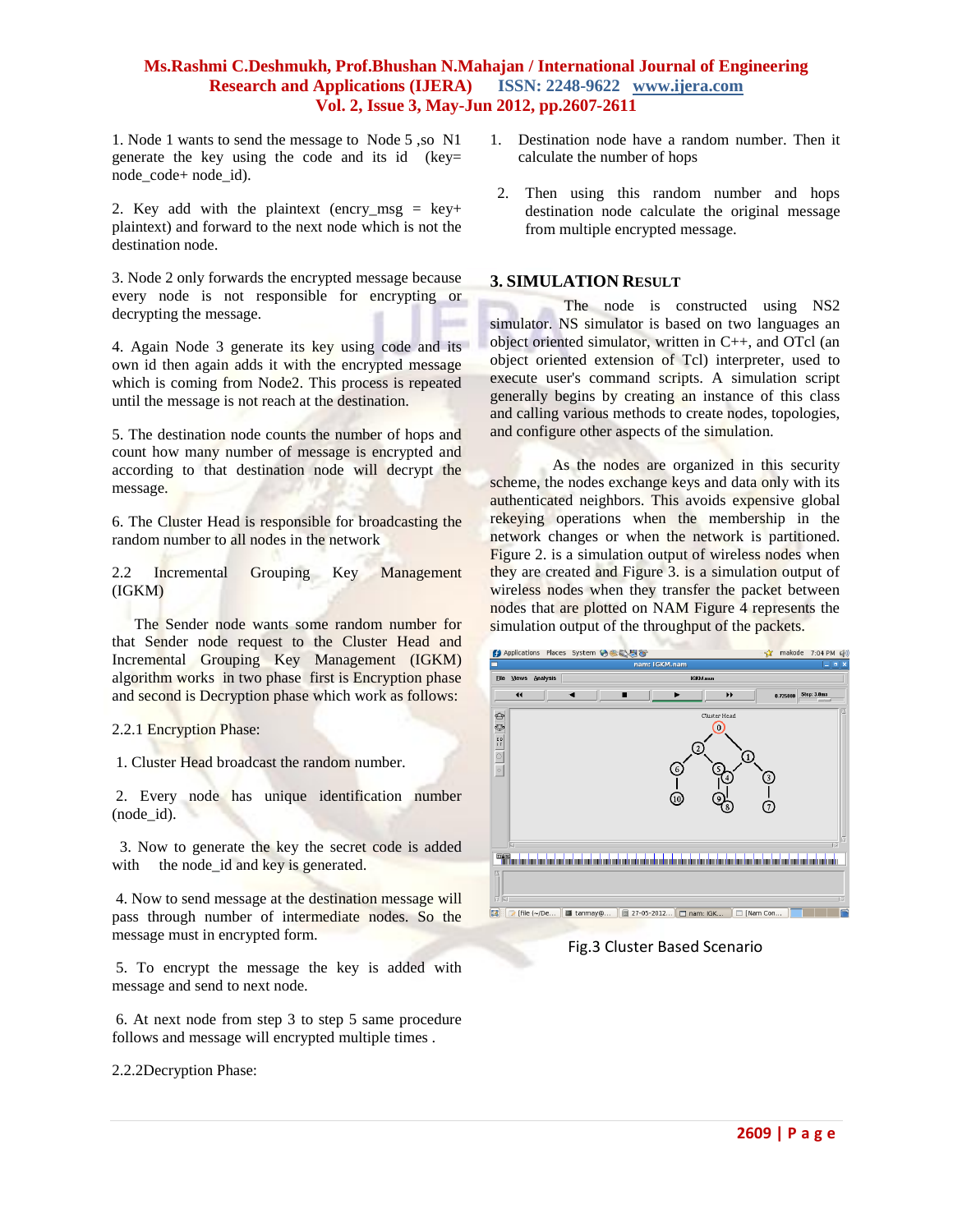1. Node 1 wants to send the message to Node 5 ,so N1 generate the key using the code and its id (key= node_code+ node_id).

2. Key add with the plaintext (encry_msg = key+ plaintext) and forward to the next node which is not the destination node.

3. Node 2 only forwards the encrypted message because every node is not responsible for encrypting or decrypting the message.

4. Again Node 3 generate its key using code and its own id then again adds it with the encrypted message which is coming from Node2. This process is repeated until the message is not reach at the destination.

5. The destination node counts the number of hops and count how many number of message is encrypted and according to that destination node will decrypt the message.

6. The Cluster Head is responsible for broadcasting the random number to all nodes in the network

### 2.2 Incremental Grouping Key Management (IGKM)

The Sender node wants some random number for that Sender node request to the Cluster Head and Incremental Grouping Key Management (IGKM) algorithm works in two phase first is Encryption phase and second is Decryption phase which work as follows:

#### 2.2.1 Encryption Phase:

1. Cluster Head broadcast the random number.

2. Every node has unique identification number (node_id).

3. Now to generate the key the secret code is added with the node_id and key is generated.

4. Now to send message at the destination message will pass through number of intermediate nodes. So the message must in encrypted form.

5. To encrypt the message the key is added with message and send to next node.

6. At next node from step 3 to step 5 same procedure follows and message will encrypted multiple times .

#### 2.2.2Decryption Phase:

1. Destination node have a random number. Then it calculate the number of hops

2. Then using this random number and hops destination node calculate the original message from multiple encrypted message.

## 3. Simulation Result

The node is constructed using NS2 simulator. NS simulator is based on two languages an object oriented simulator, written in C++, and OTcl (an object oriented extension of Tcl) interpreter, used to execute user's command scripts. A simulation script generally begins by creating an instance of this class and calling various methods to create nodes, topologies, and configure other aspects of the simulation.

As the nodes are organized in this security scheme, the nodes exchange keys and data only with its authenticated neighbors. This avoids expensive global rekeying operations when the membership in the network changes or when the network is partitioned. Figure 2. is a simulation output of wireless nodes when they are created and Figure 3. is a simulation output of wireless nodes when they transfer the packet between nodes that are plotted on NAM Figure 4 represents the simulation output of the throughput of the packets.

Fig.3 Cluster Based Scenario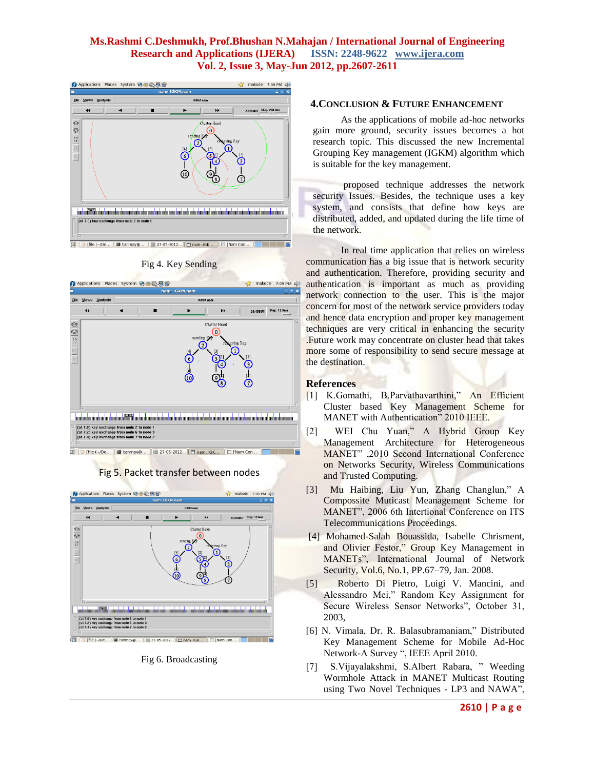Fig 4. Key Sending

Fig 5. Packet transfer between nodes

Fig 6. Broadcasting

## 4.CONCLUSION & FUTURE ENHANCEMENT

As the applications of mobile ad-hoc networks gain more ground, security issues becomes a hot research topic. This discussed the new Incremental Grouping Key management (IGKM) algorithm which is suitable for the key management.

proposed technique addresses the network security Issues. Besides, the technique uses a key system, and consists that define how keys are distributed, added, and updated during the life time of the network.

In real time application that relies on wireless communication has a big issue that is network security and authentication. Therefore, providing security and authentication is important as much as providing network connection to the user. This is the major concern for most of the network service providers today and hence data encryption and proper key management techniques are very critical in enhancing the security .Future work may concentrate on cluster head that takes more some of responsibility to send secure message at the destination.

## References

[1] K.Gomathi, B.Parvathavarthini," An Efficient Cluster based Key Management Scheme for MANET with Authentication" 2010 IEEE.

[2] WEI Chu Yuan," A Hybrid Group Key Management Architecture for Heterogeneous MANET" ,2010 Second International Conference on Networks Security, Wireless Communications and Trusted Computing.

[3] Mu Haibing, Liu Yun, Zhang Changlun," A Compossite Muticast Meanagement Scheme for MANET", 2006 6th Intertional Conference on ITS Telecommunications Proceedings.

[4] Mohamed-Salah Bouassida, Isabelle Chrisment, and Olivier Festor," Group Key Management in MANETs", International Journal of Network Security, Vol.6, No.1, PP.67–79, Jan. 2008.

[5] Roberto Di Pietro, Luigi V. Mancini, and Alessandro Mei," Random Key Assignment for Secure Wireless Sensor Networks", October 31, 2003,

[6] N. Vimala, Dr. R. Balasubramaniam," Distributed Key Management Scheme for Mobile Ad-Hoc Network-A Survey ", IEEE April 2010.

[7] S.Vijayalakshmi, S.Albert Rabara, " Weeding Wormhole Attack in MANET Multicast Routing using Two Novel Techniques - LP3 and NAWA",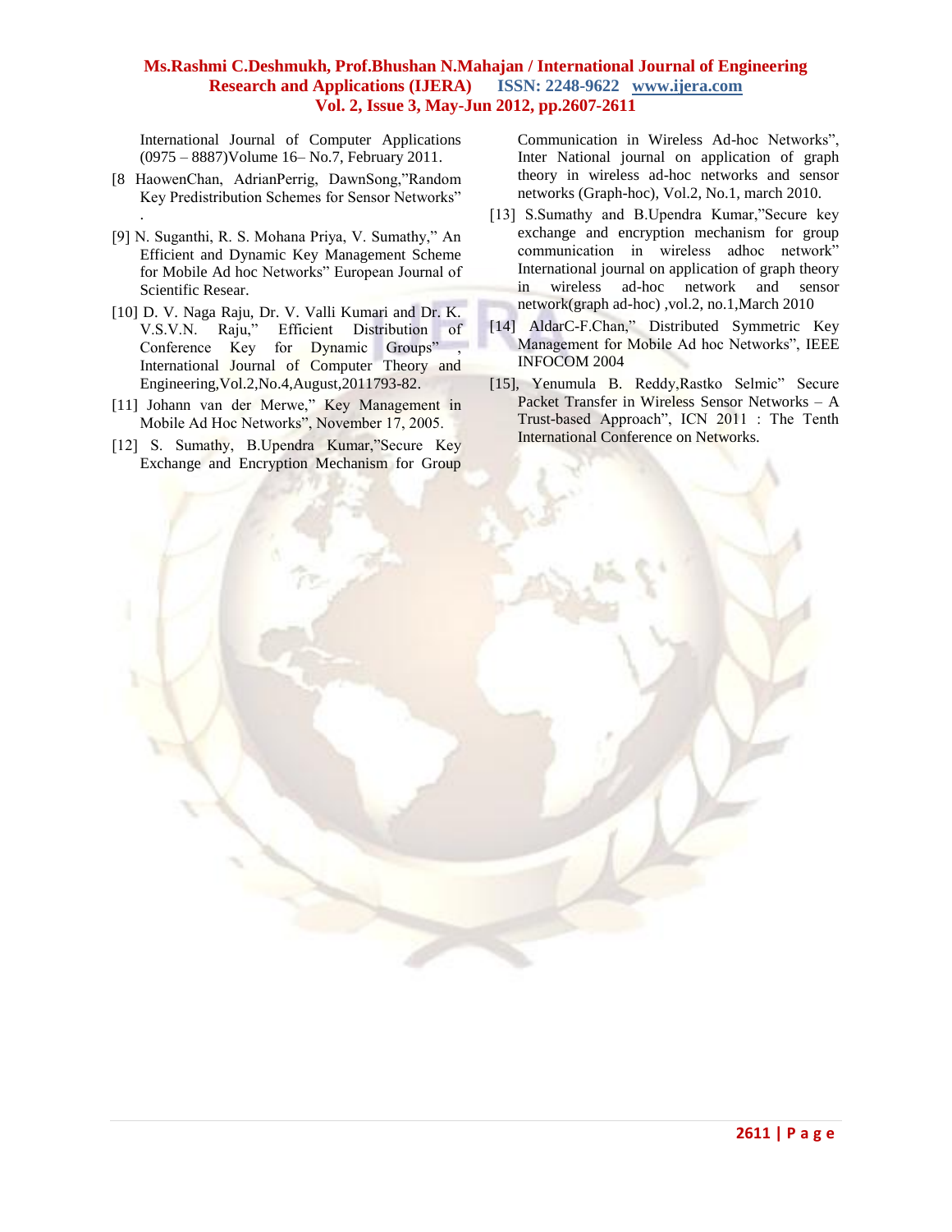International Journal of Computer Applications (0975 – 8887)Volume 16– No.7, February 2011.

[8 HaowenChan, AdrianPerrig, DawnSong,"Random Key Predistribution Schemes for Sensor Networks" .

[9] N. Suganthi, R. S. Mohana Priya, V. Sumathy," An Efficient and Dynamic Key Management Scheme for Mobile Ad hoc Networks" European Journal of Scientific Resear.

[10] D. V. Naga Raju, Dr. V. Valli Kumari and Dr. K. V.S.V.N. Raju," Efficient Distribution of Conference Key for Dynamic Groups" , International Journal of Computer Theory and Engineering,Vol.2,No.4,August,2011793-82.

[11] Johann van der Merwe," Key Management in Mobile Ad Hoc Networks", November 17, 2005.

[12] S. Sumathy, B.Upendra Kumar,"Secure Key Exchange and Encryption Mechanism for Group Communication in Wireless Ad-hoc Networks", Inter National journal on application of graph theory in wireless ad-hoc networks and sensor networks (Graph-hoc), Vol.2, No.1, march 2010.

[13] S.Sumathy and B.Upendra Kumar,"Secure key exchange and encryption mechanism for group communication in wireless adhoc network" International journal on application of graph theory in wireless ad-hoc network and sensor network(graph ad-hoc) ,vol.2, no.1,March 2010

[14] AldarC-F.Chan," Distributed Symmetric Key Management for Mobile Ad hoc Networks", IEEE INFOCOM 2004

[15], Yenumula B. Reddy,Rastko Selmic" Secure Packet Transfer in Wireless Sensor Networks – A Trust-based Approach", ICN 2011 : The Tenth International Conference on Networks.